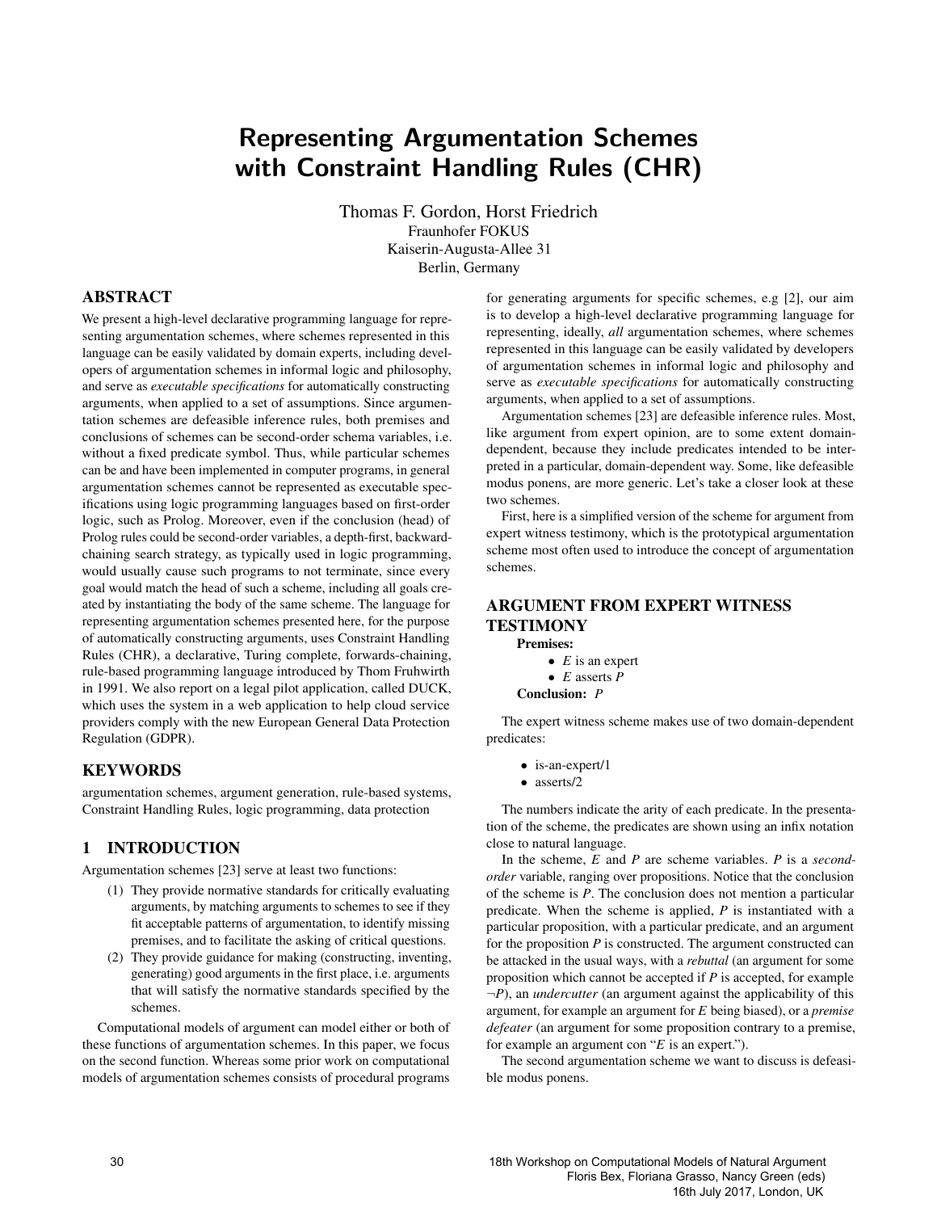# Representing Argumentation Schemes with Constraint Handling Rules (CHR)

Thomas F. Gordon, Horst Friedrich
Fraunhofer FOKUS
Kaiserin-Augusta-Allee 31
Berlin, Germany

## ABSTRACT

We present a high-level declarative programming language for representing argumentation schemes, where schemes represented in this language can be easily validated by domain experts, including developers of argumentation schemes in informal logic and philosophy, and serve as *executable specifications* for automatically constructing arguments, when applied to a set of assumptions. Since argumentation schemes are defeasible inference rules, both premises and conclusions of schemes can be second-order schema variables, i.e. without a fixed predicate symbol. Thus, while particular schemes can be and have been implemented in computer programs, in general argumentation schemes cannot be represented as executable specifications using logic programming languages based on first-order logic, such as Prolog. Moreover, even if the conclusion (head) of Prolog rules could be second-order variables, a depth-first, backward-chaining search strategy, as typically used in logic programming, would usually cause such programs to not terminate, since every goal would match the head of such a scheme, including all goals created by instantiating the body of the same scheme. The language for representing argumentation schemes presented here, for the purpose of automatically constructing arguments, uses Constraint Handling Rules (CHR), a declarative, Turing complete, forwards-chaining, rule-based programming language introduced by Thom Fruhwirth in 1991. We also report on a legal pilot application, called DUCK, which uses the system in a web application to help cloud service providers comply with the new European General Data Protection Regulation (GDPR).

## KEYWORDS

argumentation schemes, argument generation, rule-based systems, Constraint Handling Rules, logic programming, data protection

## 1 INTRODUCTION

Argumentation schemes [23] serve at least two functions:

(1) They provide normative standards for critically evaluating arguments, by matching arguments to schemes to see if they fit acceptable patterns of argumentation, to identify missing premises, and to facilitate the asking of critical questions.
(2) They provide guidance for making (constructing, inventing, generating) good arguments in the first place, i.e. arguments that will satisfy the normative standards specified by the schemes.

Computational models of argument can model either or both of these functions of argumentation schemes. In this paper, we focus on the second function. Whereas some prior work on computational models of argumentation schemes consists of procedural programs for generating arguments for specific schemes, e.g [2], our aim is to develop a high-level declarative programming language for representing, ideally, *all* argumentation schemes, where schemes represented in this language can be easily validated by developers of argumentation schemes in informal logic and philosophy and serve as *executable specifications* for automatically constructing arguments, when applied to a set of assumptions.

Argumentation schemes [23] are defeasible inference rules. Most, like argument from expert opinion, are to some extent domain-dependent, because they include predicates intended to be interpreted in a particular, domain-dependent way. Some, like defeasible modus ponens, are more generic. Let's take a closer look at these two schemes.

First, here is a simplified version of the scheme for argument from expert witness testimony, which is the prototypical argumentation scheme most often used to introduce the concept of argumentation schemes.

## ARGUMENT FROM EXPERT WITNESS TESTIMONY

**Premises:**

- *E* is an expert
- *E* asserts *P*

**Conclusion:** *P*

The expert witness scheme makes use of two domain-dependent predicates:

- is-an-expert/1
- asserts/2

The numbers indicate the arity of each predicate. In the presentation of the scheme, the predicates are shown using an infix notation close to natural language.

In the scheme, *E* and *P* are scheme variables. *P* is a *second-order* variable, ranging over propositions. Notice that the conclusion of the scheme is *P*. The conclusion does not mention a particular predicate. When the scheme is applied, *P* is instantiated with a particular proposition, with a particular predicate, and an argument for the proposition *P* is constructed. The argument constructed can be attacked in the usual ways, with a *rebuttal* (an argument for some proposition which cannot be accepted if *P* is accepted, for example $\neg P$), an *undercutter* (an argument against the applicability of this argument, for example an argument for *E* being biased), or a *premise defeater* (an argument for some proposition contrary to a premise, for example an argument con "*E* is an expert.").

The second argumentation scheme we want to discuss is defeasible modus ponens.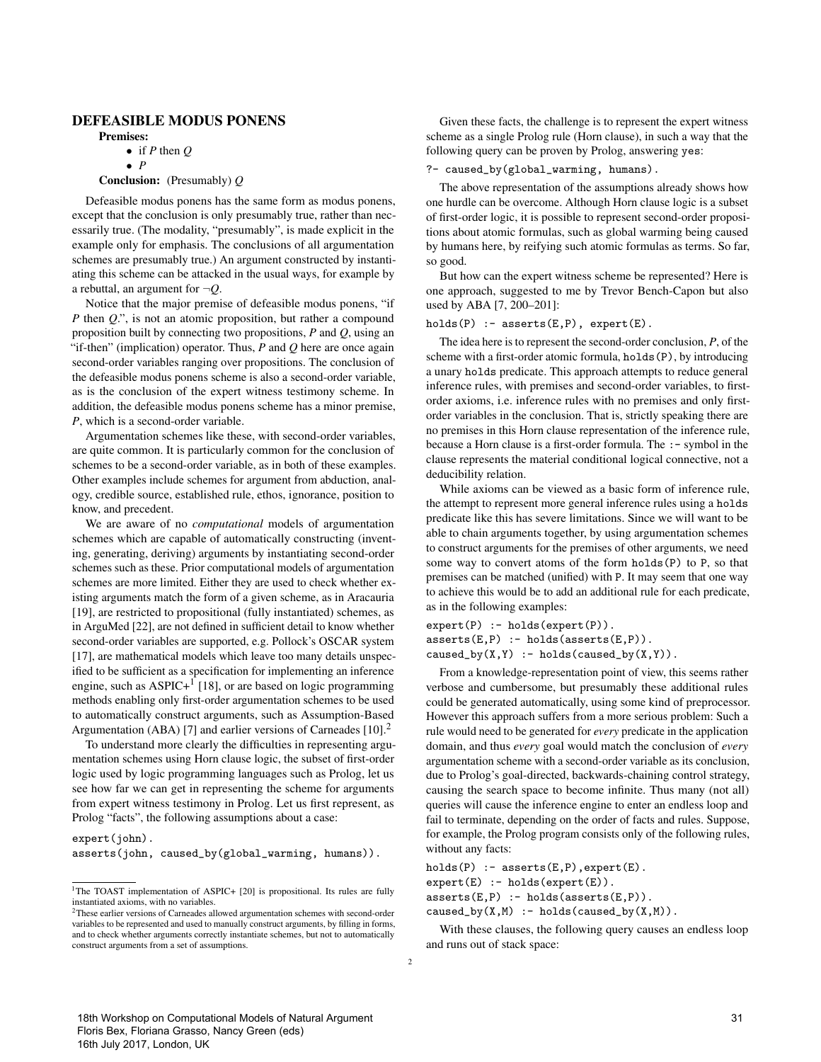### DEFEASIBLE MODUS PONENS

**Premises:**

- if $P$ then $Q$
- $P$

**Conclusion:** (Presumably) $Q$

Defeasible modus ponens has the same form as modus ponens, except that the conclusion is only presumably true, rather than necessarily true. (The modality, "presumably", is made explicit in the example only for emphasis. The conclusions of all argumentation schemes are presumably true.) An argument constructed by instantiating this scheme can be attacked in the usual ways, for example by a rebuttal, an argument for $\neg Q$.

Notice that the major premise of defeasible modus ponens, "if $P$ then $Q$.", is not an atomic proposition, but rather a compound proposition built by connecting two propositions, $P$ and $Q$, using an "if-then" (implication) operator. Thus, $P$ and $Q$ here are once again second-order variables ranging over propositions. The conclusion of the defeasible modus ponens scheme is also a second-order variable, as is the conclusion of the expert witness testimony scheme. In addition, the defeasible modus ponens scheme has a minor premise, $P$, which is a second-order variable.

Argumentation schemes like these, with second-order variables, are quite common. It is particularly common for the conclusion of schemes to be a second-order variable, as in both of these examples. Other examples include schemes for argument from abduction, analogy, credible source, established rule, ethos, ignorance, position to know, and precedent.

We are aware of no *computational* models of argumentation schemes which are capable of automatically constructing (inventing, generating, deriving) arguments by instantiating second-order schemes such as these. Prior computational models of argumentation schemes are more limited. Either they are used to check whether existing arguments match the form of a given scheme, as in Aracauria [19], are restricted to propositional (fully instantiated) schemes, as in ArguMed [22], are not defined in sufficient detail to know whether second-order variables are supported, e.g. Pollock's OSCAR system [17], are mathematical models which leave too many details unspecified to be sufficient as a specification for implementing an inference engine, such as ASPIC+[1] [18], or are based on logic programming methods enabling only first-order argumentation schemes to be used to automatically construct arguments, such as Assumption-Based Argumentation (ABA) [7] and earlier versions of Carneades [10].[2]

To understand more clearly the difficulties in representing argumentation schemes using Horn clause logic, the subset of first-order logic used by logic programming languages such as Prolog, let us see how far we can get in representing the scheme for arguments from expert witness testimony in Prolog. Let us first represent, as Prolog "facts", the following assumptions about a case:

```
expert(john).
asserts(john, caused_by(global_warming, humans)).
```

Given these facts, the challenge is to represent the expert witness scheme as a single Prolog rule (Horn clause), in such a way that the following query can be proven by Prolog, answering `yes`:

```
?- caused_by(global_warming, humans).
```

The above representation of the assumptions already shows how one hurdle can be overcome. Although Horn clause logic is a subset of first-order logic, it is possible to represent second-order propositions about atomic formulas, such as global warming being caused by humans here, by reifying such atomic formulas as terms. So far, so good.

But how can the expert witness scheme be represented? Here is one approach, suggested to me by Trevor Bench-Capon but also used by ABA [7, 200–201]:

```
holds(P) :- asserts(E,P), expert(E).
```

The idea here is to represent the second-order conclusion, $P$, of the scheme with a first-order atomic formula, `holds(P)`, by introducing a unary `holds` predicate. This approach attempts to reduce general inference rules, with premises and second-order variables, to first-order axioms, i.e. inference rules with no premises and only first-order variables in the conclusion. That is, strictly speaking there are no premises in this Horn clause representation of the inference rule, because a Horn clause is a first-order formula. The `:-` symbol in the clause represents the material conditional logical connective, not a deducibility relation.

While axioms can be viewed as a basic form of inference rule, the attempt to represent more general inference rules using a `holds` predicate like this has severe limitations. Since we will want to be able to chain arguments together, by using argumentation schemes to construct arguments for the premises of other arguments, we need some way to convert atoms of the form `holds(P)` to `P`, so that premises can be matched (unified) with `P`. It may seem that one way to achieve this would be to add an additional rule for each predicate, as in the following examples:

```
expert(P) :- holds(expert(P)).
asserts(E,P) :- holds(asserts(E,P)).
caused_by(X,Y) :- holds(caused_by(X,Y)).
```

From a knowledge-representation point of view, this seems rather verbose and cumbersome, but presumably these additional rules could be generated automatically, using some kind of preprocessor. However this approach suffers from a more serious problem: Such a rule would need to be generated for *every* predicate in the application domain, and thus *every* goal would match the conclusion of *every* argumentation scheme with a second-order variable as its conclusion, due to Prolog's goal-directed, backwards-chaining control strategy, causing the search space to become infinite. Thus many (not all) queries will cause the inference engine to enter an endless loop and fail to terminate, depending on the order of facts and rules. Suppose, for example, the Prolog program consists only of the following rules, without any facts:

```
holds(P) :- asserts(E,P),expert(E).
expert(E) :- holds(expert(E)).
asserts(E,P) :- holds(asserts(E,P)).
caused_by(X,M) :- holds(caused_by(X,M)).
```

With these clauses, the following query causes an endless loop and runs out of stack space:

[1] The TOAST implementation of ASPIC+ [20] is propositional. Its rules are fully instantiated axioms, with no variables.

[2] These earlier versions of Carneades allowed argumentation schemes with second-order variables to be represented and used to manually construct arguments, by filling in forms, and to check whether arguments correctly instantiate schemes, but not to automatically construct arguments from a set of assumptions.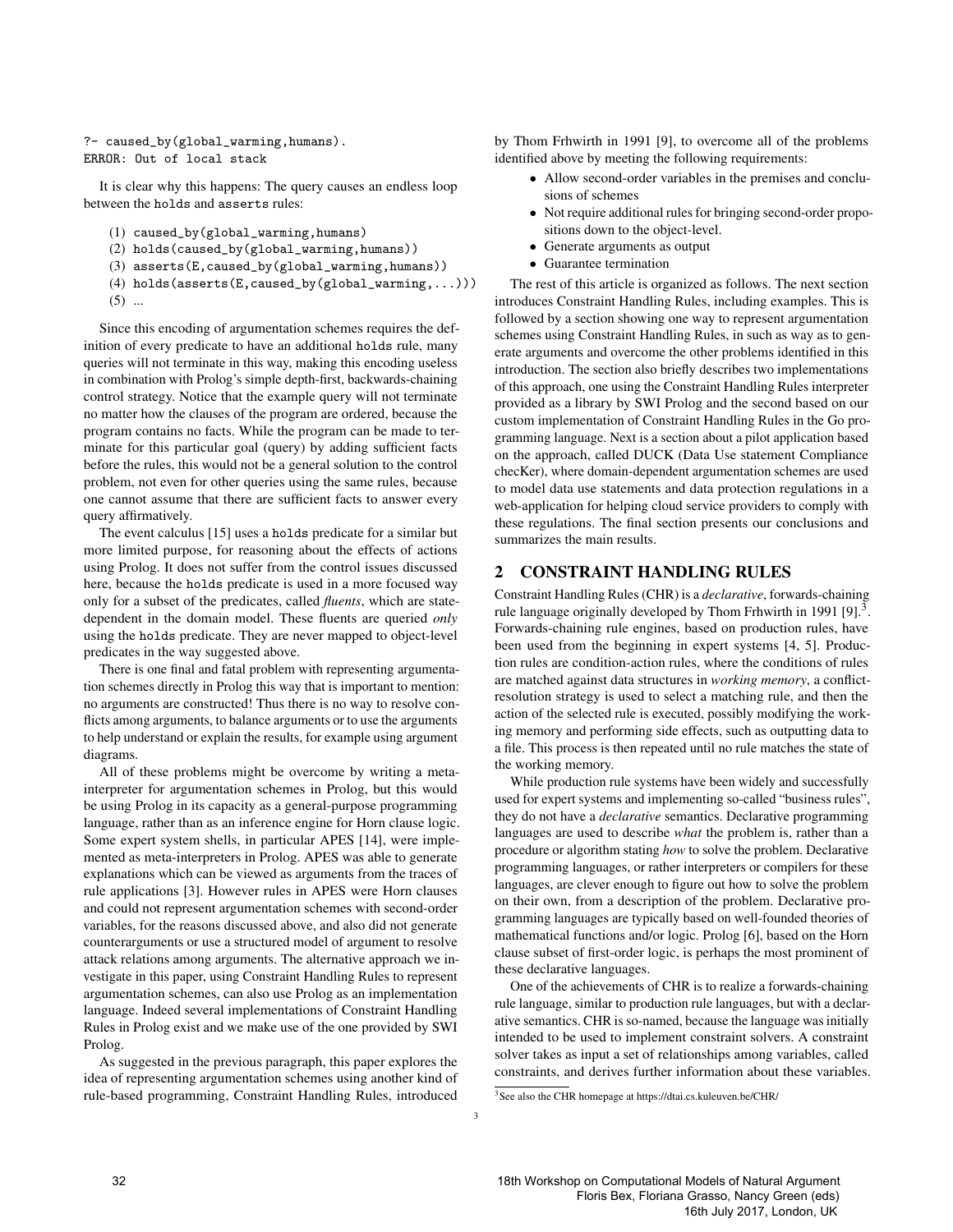```
?- caused_by(global_warming,humans).
ERROR: Out of local stack
```

It is clear why this happens: The query causes an endless loop between the `holds` and `asserts` rules:

```
(1) caused_by(global_warming,humans)
(2) holds(caused_by(global_warming,humans))
(3) asserts(E,caused_by(global_warming,humans))
(4) holds(asserts(E,caused_by(global_warming,...)))
(5) ...
```

Since this encoding of argumentation schemes requires the definition of every predicate to have an additional `holds` rule, many queries will not terminate in this way, making this encoding useless in combination with Prolog's simple depth-first, backwards-chaining control strategy. Notice that the example query will not terminate no matter how the clauses of the program are ordered, because the program contains no facts. While the program can be made to terminate for this particular goal (query) by adding sufficient facts before the rules, this would not be a general solution to the control problem, not even for other queries using the same rules, because one cannot assume that there are sufficient facts to answer every query affirmatively.

The event calculus [15] uses a `holds` predicate for a similar but more limited purpose, for reasoning about the effects of actions using Prolog. It does not suffer from the control issues discussed here, because the `holds` predicate is used in a more focused way only for a subset of the predicates, called *fluents*, which are state-dependent in the domain model. These fluents are queried *only* using the `holds` predicate. They are never mapped to object-level predicates in the way suggested above.

There is one final and fatal problem with representing argumentation schemes directly in Prolog this way that is important to mention: no arguments are constructed! Thus there is no way to resolve conflicts among arguments, to balance arguments or to use the arguments to help understand or explain the results, for example using argument diagrams.

All of these problems might be overcome by writing a meta-interpreter for argumentation schemes in Prolog, but this would be using Prolog in its capacity as a general-purpose programming language, rather than as an inference engine for Horn clause logic. Some expert system shells, in particular APES [14], were implemented as meta-interpreters in Prolog. APES was able to generate explanations which can be viewed as arguments from the traces of rule applications [3]. However rules in APES were Horn clauses and could not represent argumentation schemes with second-order variables, for the reasons discussed above, and also did not generate counterarguments or use a structured model of argument to resolve attack relations among arguments. The alternative approach we investigate in this paper, using Constraint Handling Rules to represent argumentation schemes, can also use Prolog as an implementation language. Indeed several implementations of Constraint Handling Rules in Prolog exist and we make use of the one provided by SWI Prolog.

As suggested in the previous paragraph, this paper explores the idea of representing argumentation schemes using another kind of rule-based programming, Constraint Handling Rules, introduced by Thom Frhwirth in 1991 [9], to overcome all of the problems identified above by meeting the following requirements:

- Allow second-order variables in the premises and conclusions of schemes
- Not require additional rules for bringing second-order propositions down to the object-level.
- Generate arguments as output
- Guarantee termination

The rest of this article is organized as follows. The next section introduces Constraint Handling Rules, including examples. This is followed by a section showing one way to represent argumentation schemes using Constraint Handling Rules, in such as way as to generate arguments and overcome the other problems identified in this introduction. The section also briefly describes two implementations of this approach, one using the Constraint Handling Rules interpreter provided as a library by SWI Prolog and the second based on our custom implementation of Constraint Handling Rules in the Go programming language. Next is a section about a pilot application based on the approach, called DUCK (Data Use statement Compliance checKer), where domain-dependent argumentation schemes are used to model data use statements and data protection regulations in a web-application for helping cloud service providers to comply with these regulations. The final section presents our conclusions and summarizes the main results.

## 2 CONSTRAINT HANDLING RULES

Constraint Handling Rules (CHR) is a *declarative*, forwards-chaining rule language originally developed by Thom Frhwirth in 1991 [9].[3]. Forwards-chaining rule engines, based on production rules, have been used from the beginning in expert systems [4, 5]. Production rules are condition-action rules, where the conditions of rules are matched against data structures in *working memory*, a conflict-resolution strategy is used to select a matching rule, and then the action of the selected rule is executed, possibly modifying the working memory and performing side effects, such as outputting data to a file. This process is then repeated until no rule matches the state of the working memory.

While production rule systems have been widely and successfully used for expert systems and implementing so-called "business rules", they do not have a *declarative* semantics. Declarative programming languages are used to describe *what* the problem is, rather than a procedure or algorithm stating *how* to solve the problem. Declarative programming languages, or rather interpreters or compilers for these languages, are clever enough to figure out how to solve the problem on their own, from a description of the problem. Declarative programming languages are typically based on well-founded theories of mathematical functions and/or logic. Prolog [6], based on the Horn clause subset of first-order logic, is perhaps the most prominent of these declarative languages.

One of the achievements of CHR is to realize a forwards-chaining rule language, similar to production rule languages, but with a declarative semantics. CHR is so-named, because the language was initially intended to be used to implement constraint solvers. A constraint solver takes as input a set of relationships among variables, called constraints, and derives further information about these variables.

[3] See also the CHR homepage at https://dtai.cs.kuleuven.be/CHR/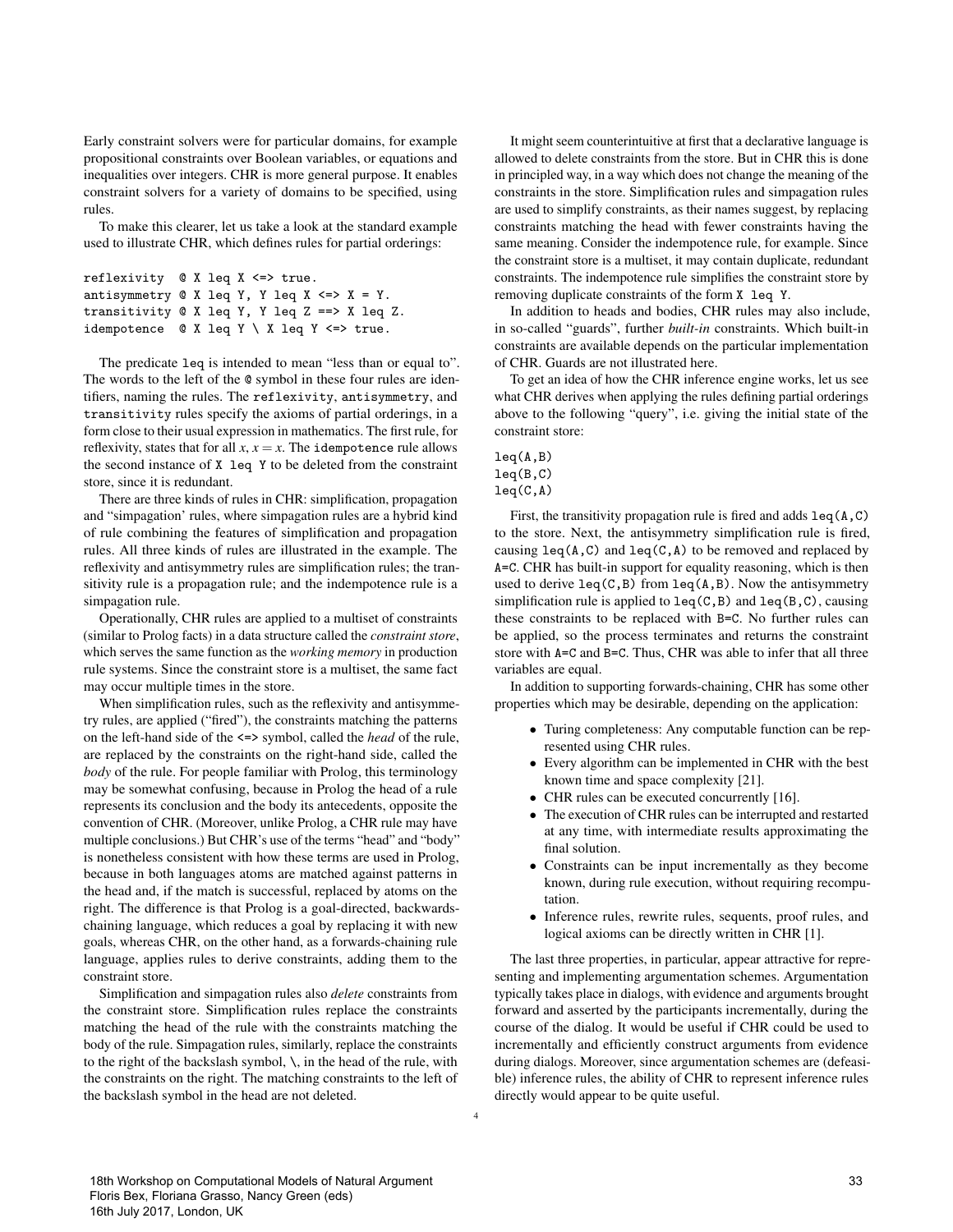Early constraint solvers were for particular domains, for example propositional constraints over Boolean variables, or equations and inequalities over integers. CHR is more general purpose. It enables constraint solvers for a variety of domains to be specified, using rules.

To make this clearer, let us take a look at the standard example used to illustrate CHR, which defines rules for partial orderings:

```
reflexivity  @ X leq X <=> true.
antisymmetry @ X leq Y, Y leq X <=> X = Y.
transitivity @ X leq Y, Y leq Z ==> X leq Z.
idempotence  @ X leq Y \ X leq Y <=> true.
```

The predicate `leq` is intended to mean "less than or equal to". The words to the left of the `@` symbol in these four rules are identifiers, naming the rules. The `reflexivity`, `antisymmetry`, and `transitivity` rules specify the axioms of partial orderings, in a form close to their usual expression in mathematics. The first rule, for reflexivity, states that for all $x$, $x = x$. The `idempotence` rule allows the second instance of `X leq Y` to be deleted from the constraint store, since it is redundant.

There are three kinds of rules in CHR: simplification, propagation and "simpagation' rules, where simpagation rules are a hybrid kind of rule combining the features of simplification and propagation rules. All three kinds of rules are illustrated in the example. The reflexivity and antisymmetry rules are simplification rules; the transitivity rule is a propagation rule; and the indempotence rule is a simpagation rule.

Operationally, CHR rules are applied to a multiset of constraints (similar to Prolog facts) in a data structure called the *constraint store*, which serves the same function as the *working memory* in production rule systems. Since the constraint store is a multiset, the same fact may occur multiple times in the store.

When simplification rules, such as the reflexivity and antisymmetry rules, are applied ("fired"), the constraints matching the patterns on the left-hand side of the `<=>` symbol, called the *head* of the rule, are replaced by the constraints on the right-hand side, called the *body* of the rule. For people familiar with Prolog, this terminology may be somewhat confusing, because in Prolog the head of a rule represents its conclusion and the body its antecedents, opposite the convention of CHR. (Moreover, unlike Prolog, a CHR rule may have multiple conclusions.) But CHR's use of the terms "head" and "body" is nonetheless consistent with how these terms are used in Prolog, because in both languages atoms are matched against patterns in the head and, if the match is successful, replaced by atoms on the right. The difference is that Prolog is a goal-directed, backwards-chaining language, which reduces a goal by replacing it with new goals, whereas CHR, on the other hand, as a forwards-chaining rule language, applies rules to derive constraints, adding them to the constraint store.

Simplification and simpagation rules also *delete* constraints from the constraint store. Simplification rules replace the constraints matching the head of the rule with the constraints matching the body of the rule. Simpagation rules, similarly, replace the constraints to the right of the backslash symbol, `\`, in the head of the rule, with the constraints on the right. The matching constraints to the left of the backslash symbol in the head are not deleted.

It might seem counterintuitive at first that a declarative language is allowed to delete constraints from the store. But in CHR this is done in principled way, in a way which does not change the meaning of the constraints in the store. Simplification rules and simpagation rules are used to simplify constraints, as their names suggest, by replacing constraints matching the head with fewer constraints having the same meaning. Consider the indempotence rule, for example. Since the constraint store is a multiset, it may contain duplicate, redundant constraints. The indempotence rule simplifies the constraint store by removing duplicate constraints of the form `X leq Y`.

In addition to heads and bodies, CHR rules may also include, in so-called "guards", further *built-in* constraints. Which built-in constraints are available depends on the particular implementation of CHR. Guards are not illustrated here.

To get an idea of how the CHR inference engine works, let us see what CHR derives when applying the rules defining partial orderings above to the following "query", i.e. giving the initial state of the constraint store:

```
leq(A,B)
leq(B,C)
leq(C,A)
```

First, the transitivity propagation rule is fired and adds `leq(A,C)` to the store. Next, the antisymmetry simplification rule is fired, causing `leq(A,C)` and `leq(C,A)` to be removed and replaced by `A=C`. CHR has built-in support for equality reasoning, which is then used to derive `leq(C,B)` from `leq(A,B)`. Now the antisymmetry simplification rule is applied to `leq(C,B)` and `leq(B,C)`, causing these constraints to be replaced with `B=C`. No further rules can be applied, so the process terminates and returns the constraint store with `A=C` and `B=C`. Thus, CHR was able to infer that all three variables are equal.

In addition to supporting forwards-chaining, CHR has some other properties which may be desirable, depending on the application:

- Turing completeness: Any computable function can be represented using CHR rules.
- Every algorithm can be implemented in CHR with the best known time and space complexity [21].
- CHR rules can be executed concurrently [16].
- The execution of CHR rules can be interrupted and restarted at any time, with intermediate results approximating the final solution.
- Constraints can be input incrementally as they become known, during rule execution, without requiring recomputation.
- Inference rules, rewrite rules, sequents, proof rules, and logical axioms can be directly written in CHR [1].

The last three properties, in particular, appear attractive for representing and implementing argumentation schemes. Argumentation typically takes place in dialogs, with evidence and arguments brought forward and asserted by the participants incrementally, during the course of the dialog. It would be useful if CHR could be used to incrementally and efficiently construct arguments from evidence during dialogs. Moreover, since argumentation schemes are (defeasible) inference rules, the ability of CHR to represent inference rules directly would appear to be quite useful.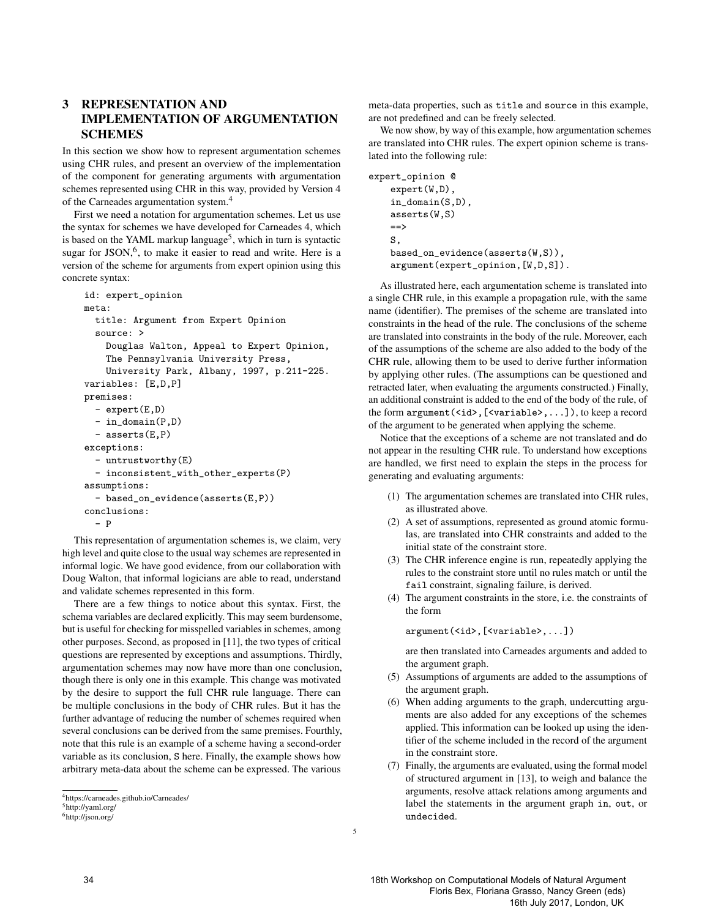# 3 REPRESENTATION AND IMPLEMENTATION OF ARGUMENTATION SCHEMES

In this section we show how to represent argumentation schemes using CHR rules, and present an overview of the implementation of the component for generating arguments with argumentation schemes represented using CHR in this way, provided by Version 4 of the Carneades argumentation system.[4]

First we need a notation for argumentation schemes. Let us use the syntax for schemes we have developed for Carneades 4, which is based on the YAML markup language[5], which in turn is syntactic sugar for JSON,[6], to make it easier to read and write. Here is a version of the scheme for arguments from expert opinion using this concrete syntax:

```
id: expert_opinion
meta:
  title: Argument from Expert Opinion
  source: >
    Douglas Walton, Appeal to Expert Opinion,
    The Pennsylvania University Press,
    University Park, Albany, 1997, p.211-225.
variables: [E,D,P]
premises:
  - expert(E,D)
  - in_domain(P,D)
  - asserts(E,P)
exceptions:
  - untrustworthy(E)
  - inconsistent_with_other_experts(P)
assumptions:
  - based_on_evidence(asserts(E,P))
conclusions:
  - P
```

This representation of argumentation schemes is, we claim, very high level and quite close to the usual way schemes are represented in informal logic. We have good evidence, from our collaboration with Doug Walton, that informal logicians are able to read, understand and validate schemes represented in this form.

There are a few things to notice about this syntax. First, the schema variables are declared explicitly. This may seem burdensome, but is useful for checking for misspelled variables in schemes, among other purposes. Second, as proposed in [11], the two types of critical questions are represented by exceptions and assumptions. Thirdly, argumentation schemes may now have more than one conclusion, though there is only one in this example. This change was motivated by the desire to support the full CHR rule language. There can be multiple conclusions in the body of CHR rules. But it has the further advantage of reducing the number of schemes required when several conclusions can be derived from the same premises. Fourthly, note that this rule is an example of a scheme having a second-order variable as its conclusion, S here. Finally, the example shows how arbitrary meta-data about the scheme can be expressed. The various meta-data properties, such as `title` and `source` in this example, are not predefined and can be freely selected.

We now show, by way of this example, how argumentation schemes are translated into CHR rules. The expert opinion scheme is translated into the following rule:

```
expert_opinion @
    expert(W,D),
    in_domain(S,D),
    asserts(W,S)
    ==>
    S,
    based_on_evidence(asserts(W,S)),
    argument(expert_opinion,[W,D,S]).
```

As illustrated here, each argumentation scheme is translated into a single CHR rule, in this example a propagation rule, with the same name (identifier). The premises of the scheme are translated into constraints in the head of the rule. The conclusions of the scheme are translated into constraints in the body of the rule. Moreover, each of the assumptions of the scheme are also added to the body of the CHR rule, allowing them to be used to derive further information by applying other rules. (The assumptions can be questioned and retracted later, when evaluating the arguments constructed.) Finally, an additional constraint is added to the end of the body of the rule, of the form `argument(<id>,[<variable>,...])`, to keep a record of the argument to be generated when applying the scheme.

Notice that the exceptions of a scheme are not translated and do not appear in the resulting CHR rule. To understand how exceptions are handled, we first need to explain the steps in the process for generating and evaluating arguments:

1. The argumentation schemes are translated into CHR rules, as illustrated above.
2. A set of assumptions, represented as ground atomic formulas, are translated into CHR constraints and added to the initial state of the constraint store.
3. The CHR inference engine is run, repeatedly applying the rules to the constraint store until no rules match or until the `fail` constraint, signaling failure, is derived.
4. The argument constraints in the store, i.e. the constraints of the form

   `argument(<id>,[<variable>,...])`

   are then translated into Carneades arguments and added to the argument graph.
5. Assumptions of arguments are added to the assumptions of the argument graph.
6. When adding arguments to the graph, undercutting arguments are also added for any exceptions of the schemes applied. This information can be looked up using the identifier of the scheme included in the record of the argument in the constraint store.
7. Finally, the arguments are evaluated, using the formal model of structured argument in [13], to weigh and balance the arguments, resolve attack relations among arguments and label the statements in the argument graph `in`, `out`, or `undecided`.

[4] https://carneades.github.io/Carneades/
[5] http://yaml.org/
[6] http://json.org/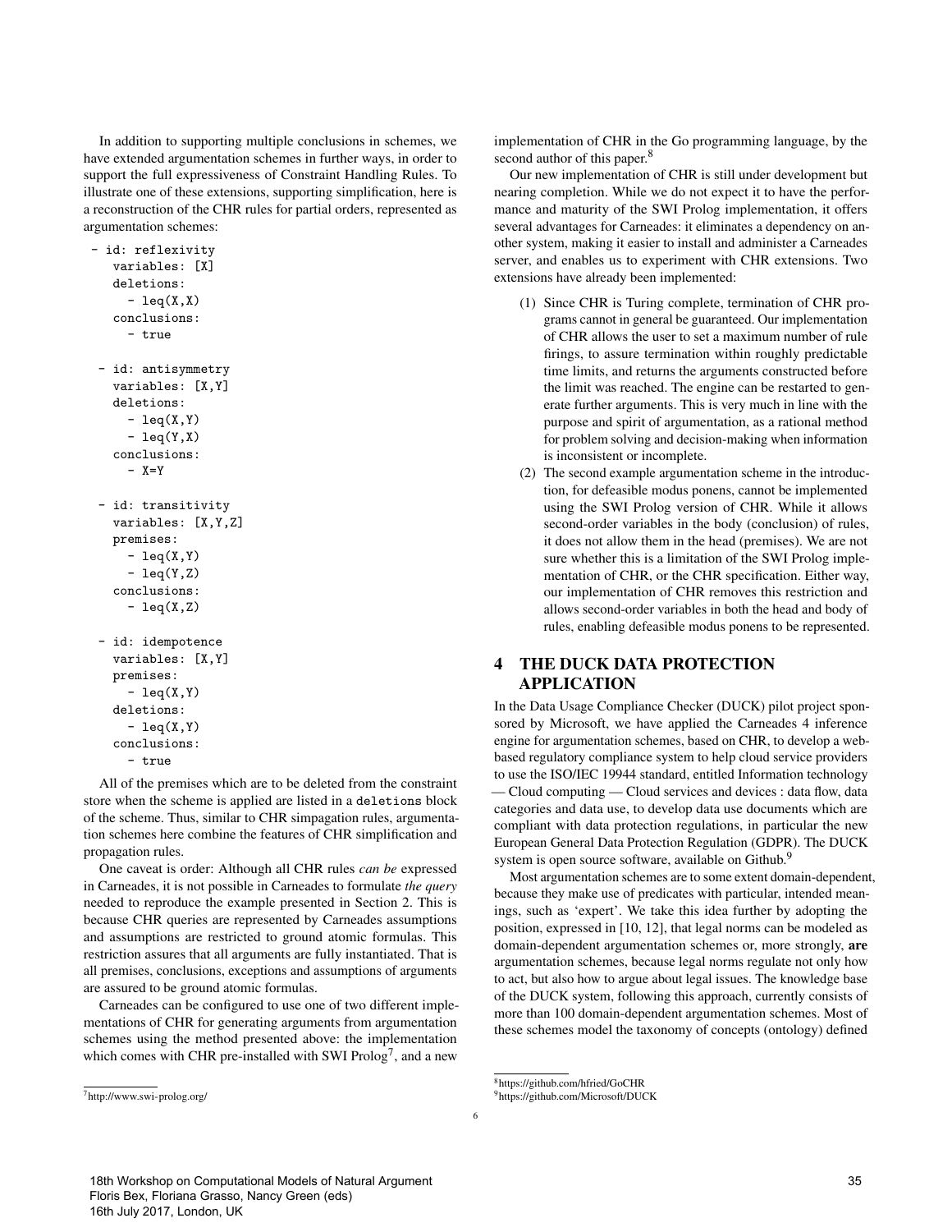In addition to supporting multiple conclusions in schemes, we have extended argumentation schemes in further ways, in order to support the full expressiveness of Constraint Handling Rules. To illustrate one of these extensions, supporting simplification, here is a reconstruction of the CHR rules for partial orders, represented as argumentation schemes:

```
- id: reflexivity
  variables: [X]
  deletions:
    - leq(X,X)
  conclusions:
    - true

- id: antisymmetry
  variables: [X,Y]
  deletions:
    - leq(X,Y)
    - leq(Y,X)
  conclusions:
    - X=Y

- id: transitivity
  variables: [X,Y,Z]
  premises:
    - leq(X,Y)
    - leq(Y,Z)
  conclusions:
    - leq(X,Z)

- id: idempotence
  variables: [X,Y]
  premises:
    - leq(X,Y)
  deletions:
    - leq(X,Y)
  conclusions:
    - true
```

All of the premises which are to be deleted from the constraint store when the scheme is applied are listed in a `deletions` block of the scheme. Thus, similar to CHR simpagation rules, argumentation schemes here combine the features of CHR simplification and propagation rules.

One caveat is order: Although all CHR rules *can be* expressed in Carneades, it is not possible in Carneades to formulate *the query* needed to reproduce the example presented in Section 2. This is because CHR queries are represented by Carneades assumptions and assumptions are restricted to ground atomic formulas. This restriction assures that all arguments are fully instantiated. That is all premises, conclusions, exceptions and assumptions of arguments are assured to be ground atomic formulas.

Carneades can be configured to use one of two different implementations of CHR for generating arguments from argumentation schemes using the method presented above: the implementation which comes with CHR pre-installed with SWI Prolog[7], and a new implementation of CHR in the Go programming language, by the second author of this paper.[8]

Our new implementation of CHR is still under development but nearing completion. While we do not expect it to have the performance and maturity of the SWI Prolog implementation, it offers several advantages for Carneades: it eliminates a dependency on another system, making it easier to install and administer a Carneades server, and enables us to experiment with CHR extensions. Two extensions have already been implemented:

(1) Since CHR is Turing complete, termination of CHR programs cannot in general be guaranteed. Our implementation of CHR allows the user to set a maximum number of rule firings, to assure termination within roughly predictable time limits, and returns the arguments constructed before the limit was reached. The engine can be restarted to generate further arguments. This is very much in line with the purpose and spirit of argumentation, as a rational method for problem solving and decision-making when information is inconsistent or incomplete.

(2) The second example argumentation scheme in the introduction, for defeasible modus ponens, cannot be implemented using the SWI Prolog version of CHR. While it allows second-order variables in the body (conclusion) of rules, it does not allow them in the head (premises). We are not sure whether this is a limitation of the SWI Prolog implementation of CHR, or the CHR specification. Either way, our implementation of CHR removes this restriction and allows second-order variables in both the head and body of rules, enabling defeasible modus ponens to be represented.

## 4 THE DUCK DATA PROTECTION APPLICATION

In the Data Usage Compliance Checker (DUCK) pilot project sponsored by Microsoft, we have applied the Carneades 4 inference engine for argumentation schemes, based on CHR, to develop a web-based regulatory compliance system to help cloud service providers to use the ISO/IEC 19944 standard, entitled Information technology — Cloud computing — Cloud services and devices : data flow, data categories and data use, to develop data use documents which are compliant with data protection regulations, in particular the new European General Data Protection Regulation (GDPR). The DUCK system is open source software, available on Github.[9]

Most argumentation schemes are to some extent domain-dependent, because they make use of predicates with particular, intended meanings, such as 'expert'. We take this idea further by adopting the position, expressed in [10, 12], that legal norms can be modeled as domain-dependent argumentation schemes or, more strongly, **are** argumentation schemes, because legal norms regulate not only how to act, but also how to argue about legal issues. The knowledge base of the DUCK system, following this approach, currently consists of more than 100 domain-dependent argumentation schemes. Most of these schemes model the taxonomy of concepts (ontology) defined

[7] http://www.swi-prolog.org/

[8] https://github.com/hfried/GoCHR

[9] https://github.com/Microsoft/DUCK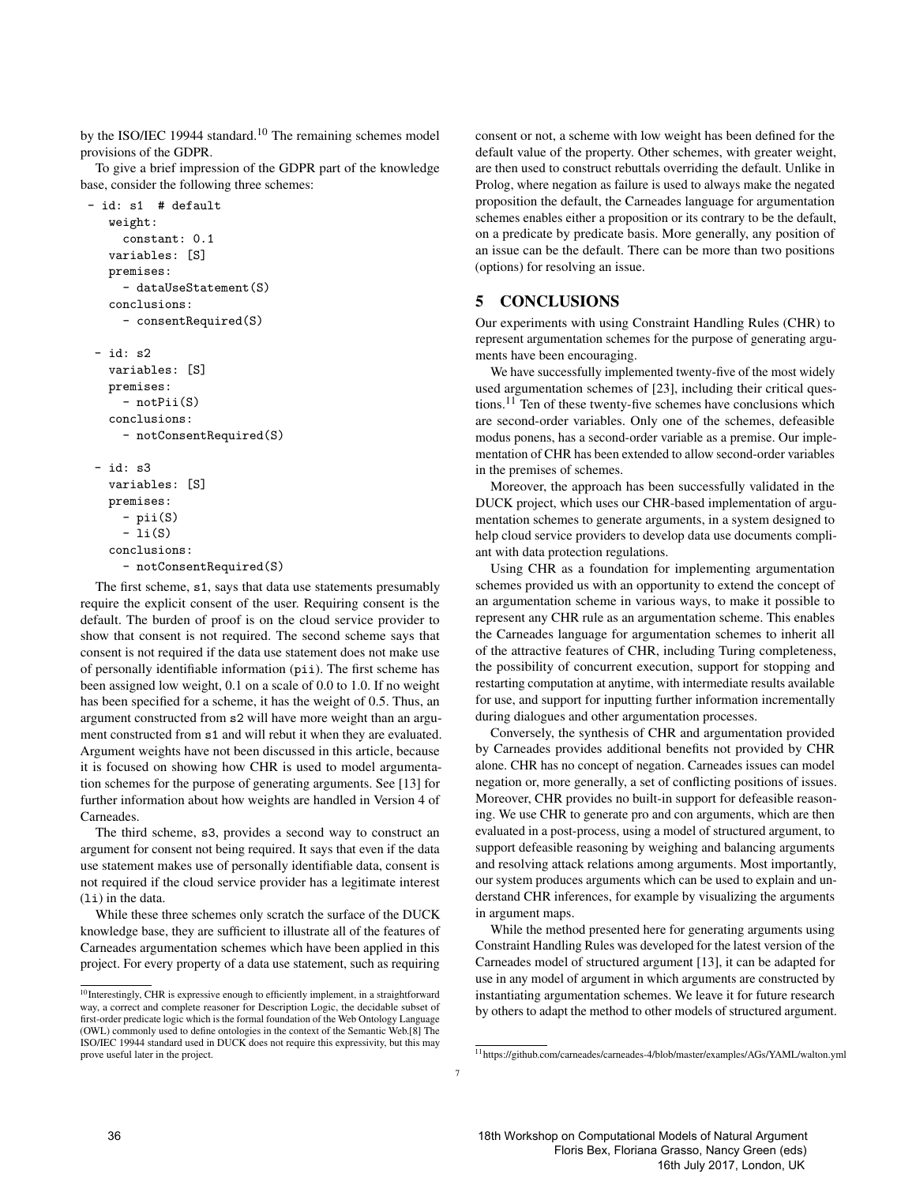by the ISO/IEC 19944 standard.[10] The remaining schemes model provisions of the GDPR.

To give a brief impression of the GDPR part of the knowledge base, consider the following three schemes:

```
- id: s1  # default
  weight:
    constant: 0.1
  variables: [S]
  premises:
    - dataUseStatement(S)
  conclusions:
    - consentRequired(S)

- id: s2
  variables: [S]
  premises:
    - notPii(S)
  conclusions:
    - notConsentRequired(S)

- id: s3
  variables: [S]
  premises:
    - pii(S)
    - li(S)
  conclusions:
    - notConsentRequired(S)
```

The first scheme, s1, says that data use statements presumably require the explicit consent of the user. Requiring consent is the default. The burden of proof is on the cloud service provider to show that consent is not required. The second scheme says that consent is not required if the data use statement does not make use of personally identifiable information (pii). The first scheme has been assigned low weight, 0.1 on a scale of 0.0 to 1.0. If no weight has been specified for a scheme, it has the weight of 0.5. Thus, an argument constructed from s2 will have more weight than an argument constructed from s1 and will rebut it when they are evaluated. Argument weights have not been discussed in this article, because it is focused on showing how CHR is used to model argumentation schemes for the purpose of generating arguments. See [13] for further information about how weights are handled in Version 4 of Carneades.

The third scheme, s3, provides a second way to construct an argument for consent not being required. It says that even if the data use statement makes use of personally identifiable data, consent is not required if the cloud service provider has a legitimate interest (li) in the data.

While these three schemes only scratch the surface of the DUCK knowledge base, they are sufficient to illustrate all of the features of Carneades argumentation schemes which have been applied in this project. For every property of a data use statement, such as requiring consent or not, a scheme with low weight has been defined for the default value of the property. Other schemes, with greater weight, are then used to construct rebuttals overriding the default. Unlike in Prolog, where negation as failure is used to always make the negated proposition the default, the Carneades language for argumentation schemes enables either a proposition or its contrary to be the default, on a predicate by predicate basis. More generally, any position of an issue can be the default. There can be more than two positions (options) for resolving an issue.

## 5 CONCLUSIONS

Our experiments with using Constraint Handling Rules (CHR) to represent argumentation schemes for the purpose of generating arguments have been encouraging.

We have successfully implemented twenty-five of the most widely used argumentation schemes of [23], including their critical questions.[11] Ten of these twenty-five schemes have conclusions which are second-order variables. Only one of the schemes, defeasible modus ponens, has a second-order variable as a premise. Our implementation of CHR has been extended to allow second-order variables in the premises of schemes.

Moreover, the approach has been successfully validated in the DUCK project, which uses our CHR-based implementation of argumentation schemes to generate arguments, in a system designed to help cloud service providers to develop data use documents compliant with data protection regulations.

Using CHR as a foundation for implementing argumentation schemes provided us with an opportunity to extend the concept of an argumentation scheme in various ways, to make it possible to represent any CHR rule as an argumentation scheme. This enables the Carneades language for argumentation schemes to inherit all of the attractive features of CHR, including Turing completeness, the possibility of concurrent execution, support for stopping and restarting computation at anytime, with intermediate results available for use, and support for inputting further information incrementally during dialogues and other argumentation processes.

Conversely, the synthesis of CHR and argumentation provided by Carneades provides additional benefits not provided by CHR alone. CHR has no concept of negation. Carneades issues can model negation or, more generally, a set of conflicting positions of issues. Moreover, CHR provides no built-in support for defeasible reasoning. We use CHR to generate pro and con arguments, which are then evaluated in a post-process, using a model of structured argument, to support defeasible reasoning by weighing and balancing arguments and resolving attack relations among arguments. Most importantly, our system produces arguments which can be used to explain and understand CHR inferences, for example by visualizing the arguments in argument maps.

While the method presented here for generating arguments using Constraint Handling Rules was developed for the latest version of the Carneades model of structured argument [13], it can be adapted for use in any model of argument in which arguments are constructed by instantiating argumentation schemes. We leave it for future research by others to adapt the method to other models of structured argument.

---

[10] Interestingly, CHR is expressive enough to efficiently implement, in a straightforward way, a correct and complete reasoner for Description Logic, the decidable subset of first-order predicate logic which is the formal foundation of the Web Ontology Language (OWL) commonly used to define ontologies in the context of the Semantic Web.[8] The ISO/IEC 19944 standard used in DUCK does not require this expressivity, but this may prove useful later in the project.

[11] https://github.com/carneades/carneades-4/blob/master/examples/AGs/YAML/walton.yml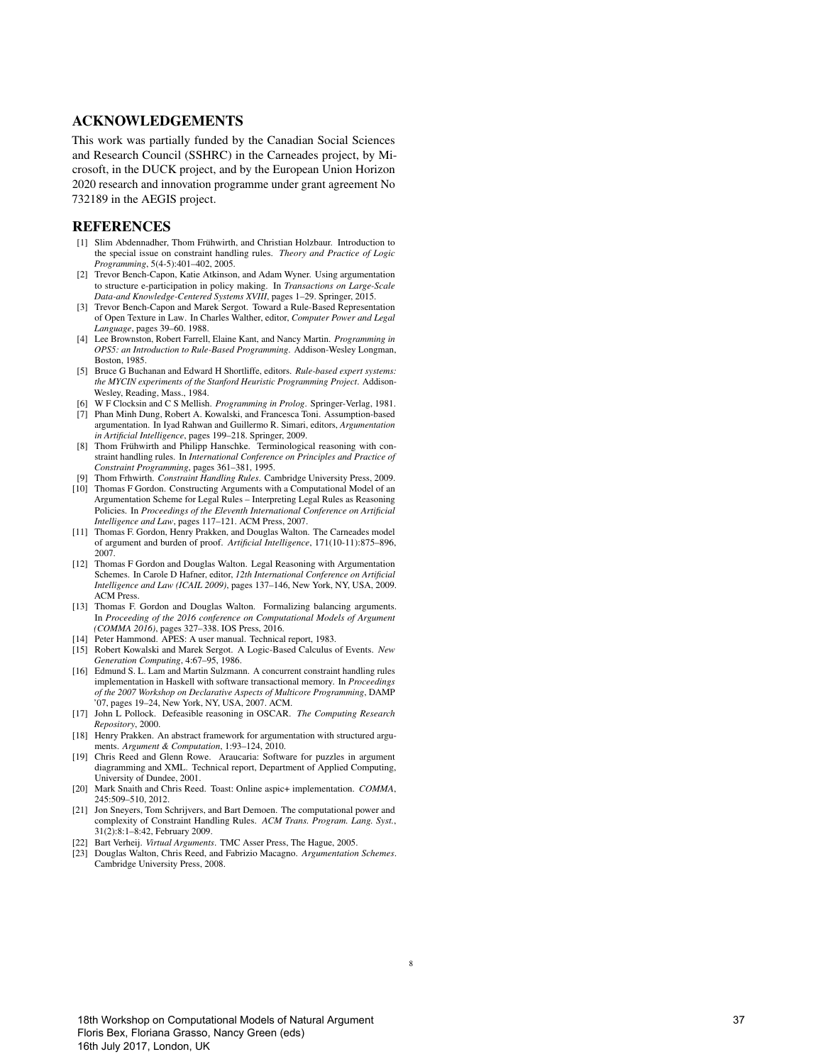## ACKNOWLEDGEMENTS

This work was partially funded by the Canadian Social Sciences and Research Council (SSHRC) in the Carneades project, by Microsoft, in the DUCK project, and by the European Union Horizon 2020 research and innovation programme under grant agreement No 732189 in the AEGIS project.

## REFERENCES

[1] Slim Abdennadher, Thom Frühwirth, and Christian Holzbaur. Introduction to the special issue on constraint handling rules. *Theory and Practice of Logic Programming*, 5(4-5):401–402, 2005.

[2] Trevor Bench-Capon, Katie Atkinson, and Adam Wyner. Using argumentation to structure e-participation in policy making. In *Transactions on Large-Scale Data-and Knowledge-Centered Systems XVIII*, pages 1–29. Springer, 2015.

[3] Trevor Bench-Capon and Marek Sergot. Toward a Rule-Based Representation of Open Texture in Law. In Charles Walther, editor, *Computer Power and Legal Language*, pages 39–60. 1988.

[4] Lee Brownston, Robert Farrell, Elaine Kant, and Nancy Martin. *Programming in OPS5: an Introduction to Rule-Based Programming*. Addison-Wesley Longman, Boston, 1985.

[5] Bruce G Buchanan and Edward H Shortliffe, editors. *Rule-based expert systems: the MYCIN experiments of the Stanford Heuristic Programming Project*. Addison-Wesley, Reading, Mass., 1984.

[6] W F Clocksin and C S Mellish. *Programming in Prolog*. Springer-Verlag, 1981.

[7] Phan Minh Dung, Robert A. Kowalski, and Francesca Toni. Assumption-based argumentation. In Iyad Rahwan and Guillermo R. Simari, editors, *Argumentation in Artificial Intelligence*, pages 199–218. Springer, 2009.

[8] Thom Frühwirth and Philipp Hanschke. Terminological reasoning with constraint handling rules. In *International Conference on Principles and Practice of Constraint Programming*, pages 361–381, 1995.

[9] Thom Frhwirth. *Constraint Handling Rules*. Cambridge University Press, 2009.

[10] Thomas F Gordon. Constructing Arguments with a Computational Model of an Argumentation Scheme for Legal Rules – Interpreting Legal Rules as Reasoning Policies. In *Proceedings of the Eleventh International Conference on Artificial Intelligence and Law*, pages 117–121. ACM Press, 2007.

[11] Thomas F. Gordon, Henry Prakken, and Douglas Walton. The Carneades model of argument and burden of proof. *Artificial Intelligence*, 171(10-11):875–896, 2007.

[12] Thomas F Gordon and Douglas Walton. Legal Reasoning with Argumentation Schemes. In Carole D Hafner, editor, *12th International Conference on Artificial Intelligence and Law (ICAIL 2009)*, pages 137–146, New York, NY, USA, 2009. ACM Press.

[13] Thomas F. Gordon and Douglas Walton. Formalizing balancing arguments. In *Proceeding of the 2016 conference on Computational Models of Argument (COMMA 2016)*, pages 327–338. IOS Press, 2016.

[14] Peter Hammond. APES: A user manual. Technical report, 1983.

[15] Robert Kowalski and Marek Sergot. A Logic-Based Calculus of Events. *New Generation Computing*, 4:67–95, 1986.

[16] Edmund S. L. Lam and Martin Sulzmann. A concurrent constraint handling rules implementation in Haskell with software transactional memory. In *Proceedings of the 2007 Workshop on Declarative Aspects of Multicore Programming*, DAMP '07, pages 19–24, New York, NY, USA, 2007. ACM.

[17] John L Pollock. Defeasible reasoning in OSCAR. *The Computing Research Repository*, 2000.

[18] Henry Prakken. An abstract framework for argumentation with structured arguments. *Argument & Computation*, 1:93–124, 2010.

[19] Chris Reed and Glenn Rowe. Araucaria: Software for puzzles in argument diagramming and XML. Technical report, Department of Applied Computing, University of Dundee, 2001.

[20] Mark Snaith and Chris Reed. Toast: Online aspic+ implementation. *COMMA*, 245:509–510, 2012.

[21] Jon Sneyers, Tom Schrijvers, and Bart Demoen. The computational power and complexity of Constraint Handling Rules. *ACM Trans. Program. Lang. Syst.*, 31(2):8:1–8:42, February 2009.

[22] Bart Verheij. *Virtual Arguments*. TMC Asser Press, The Hague, 2005.

[23] Douglas Walton, Chris Reed, and Fabrizio Macagno. *Argumentation Schemes*. Cambridge University Press, 2008.